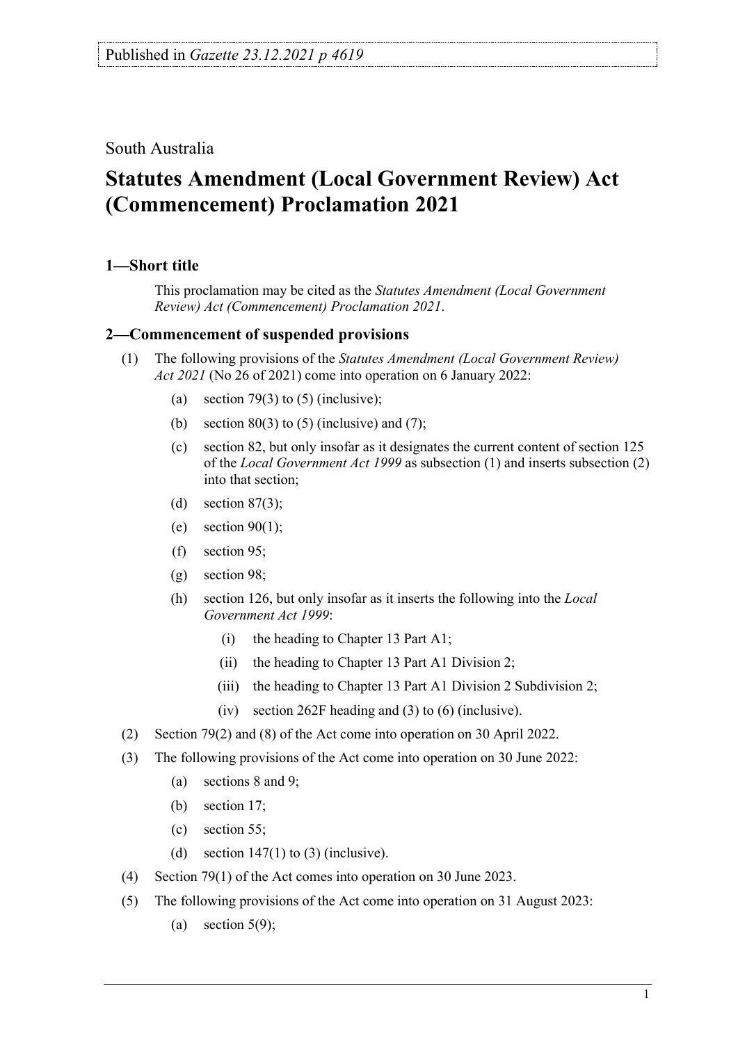Published in *Gazette 23.12.2021 p 4619*

South Australia

# Statutes Amendment (Local Government Review) Act (Commencement) Proclamation 2021

## 1—Short title

This proclamation may be cited as the *Statutes Amendment (Local Government Review) Act (Commencement) Proclamation 2021*.

## 2—Commencement of suspended provisions

(1) The following provisions of the *Statutes Amendment (Local Government Review) Act 2021* (No 26 of 2021) come into operation on 6 January 2022:

- (a) section 79(3) to (5) (inclusive);
- (b) section 80(3) to (5) (inclusive) and (7);
- (c) section 82, but only insofar as it designates the current content of section 125 of the *Local Government Act 1999* as subsection (1) and inserts subsection (2) into that section;
- (d) section 87(3);
- (e) section 90(1);
- (f) section 95;
- (g) section 98;
- (h) section 126, but only insofar as it inserts the following into the *Local Government Act 1999*:
  - (i) the heading to Chapter 13 Part A1;
  - (ii) the heading to Chapter 13 Part A1 Division 2;
  - (iii) the heading to Chapter 13 Part A1 Division 2 Subdivision 2;
  - (iv) section 262F heading and (3) to (6) (inclusive).

(2) Section 79(2) and (8) of the Act come into operation on 30 April 2022.

(3) The following provisions of the Act come into operation on 30 June 2022:

- (a) sections 8 and 9;
- (b) section 17;
- (c) section 55;
- (d) section 147(1) to (3) (inclusive).

(4) Section 79(1) of the Act comes into operation on 30 June 2023.

(5) The following provisions of the Act come into operation on 31 August 2023:

- (a) section 5(9);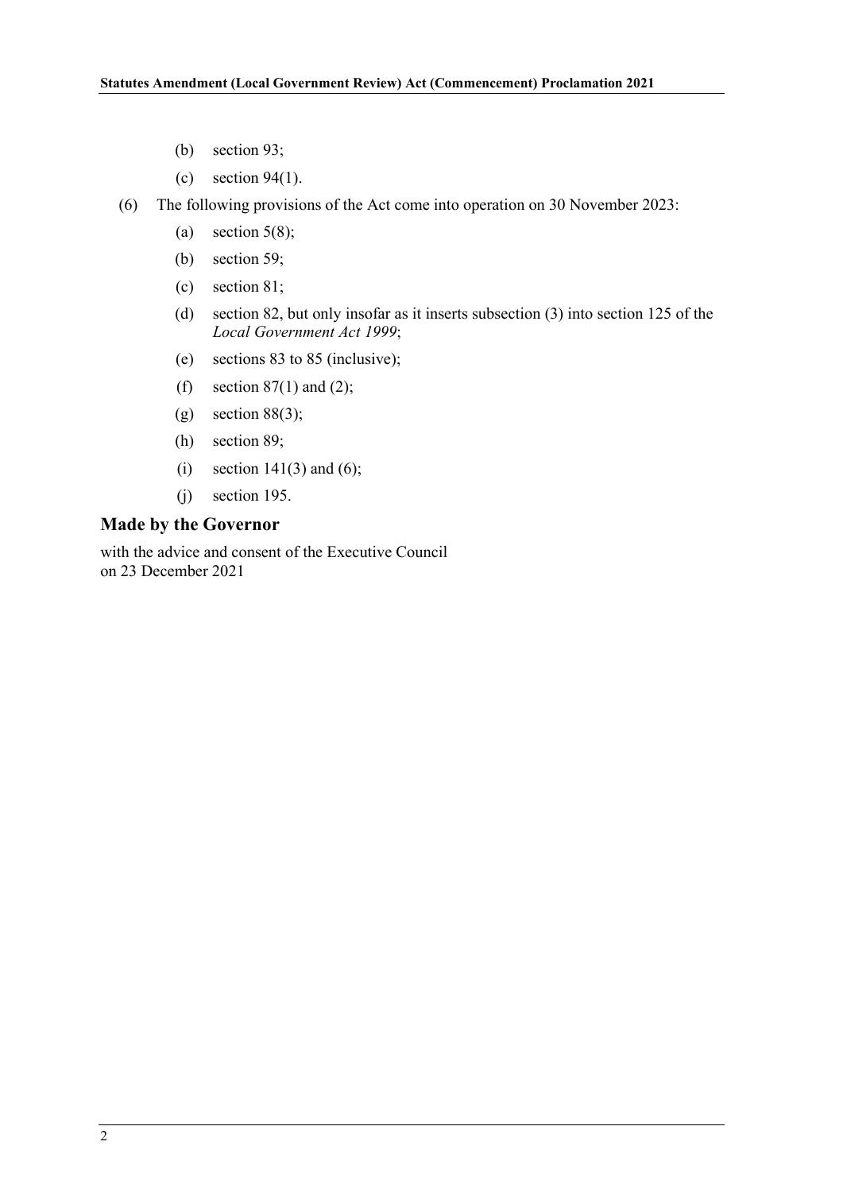(b) section 93;

(c) section 94(1).

(6) The following provisions of the Act come into operation on 30 November 2023:

(a) section 5(8);

(b) section 59;

(c) section 81;

(d) section 82, but only insofar as it inserts subsection (3) into section 125 of the *Local Government Act 1999*;

(e) sections 83 to 85 (inclusive);

(f) section 87(1) and (2);

(g) section 88(3);

(h) section 89;

(i) section 141(3) and (6);

(j) section 195.

## Made by the Governor

with the advice and consent of the Executive Council
on 23 December 2021